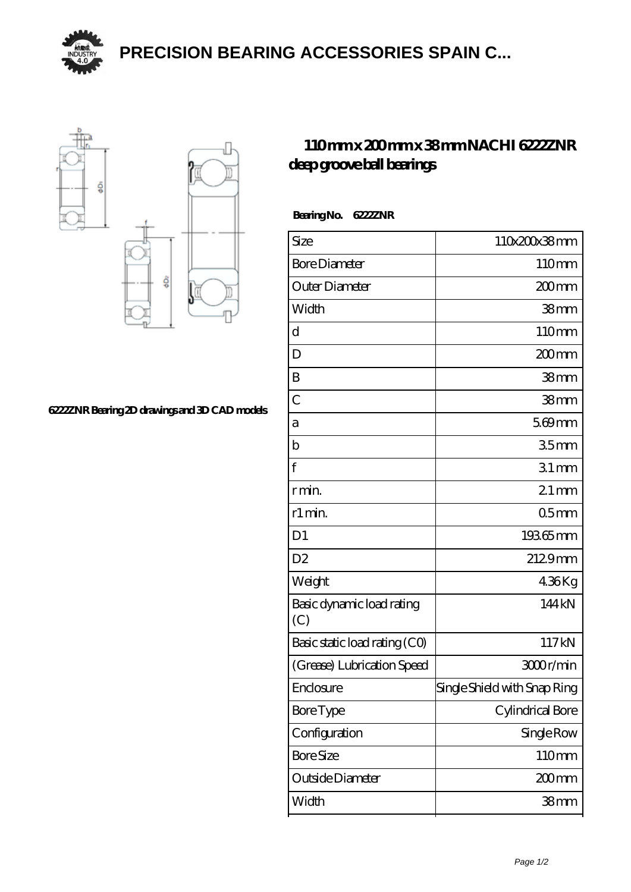# PRECISION BEARING ACCESSORIES SPAIN C...

6222ZNR Bearing 2D drawings and 3D CAD models

## 110 mm x 200 mm x 38 mm NACHI 6222ZNR deep groove ball bearings

**Bearing No. 6222ZNR**

| | |
|---|---|
| Size | 110x200x38 mm |
| Bore Diameter | 110 mm |
| Outer Diameter | 200 mm |
| Width | 38 mm |
| d | 110 mm |
| D | 200 mm |
| B | 38 mm |
| C | 38 mm |
| a | 5.69 mm |
| b | 3.5 mm |
| f | 3.1 mm |
| r min. | 2.1 mm |
| r1 min. | 0.5 mm |
| D1 | 193.65 mm |
| D2 | 212.9 mm |
| Weight | 4.36 Kg |
| Basic dynamic load rating (C) | 144 kN |
| Basic static load rating (C0) | 117 kN |
| (Grease) Lubrication Speed | 3000 r/min |
| Enclosure | Single Shield with Snap Ring |
| Bore Type | Cylindrical Bore |
| Configuration | Single Row |
| Bore Size | 110 mm |
| Outside Diameter | 200 mm |
| Width | 38 mm |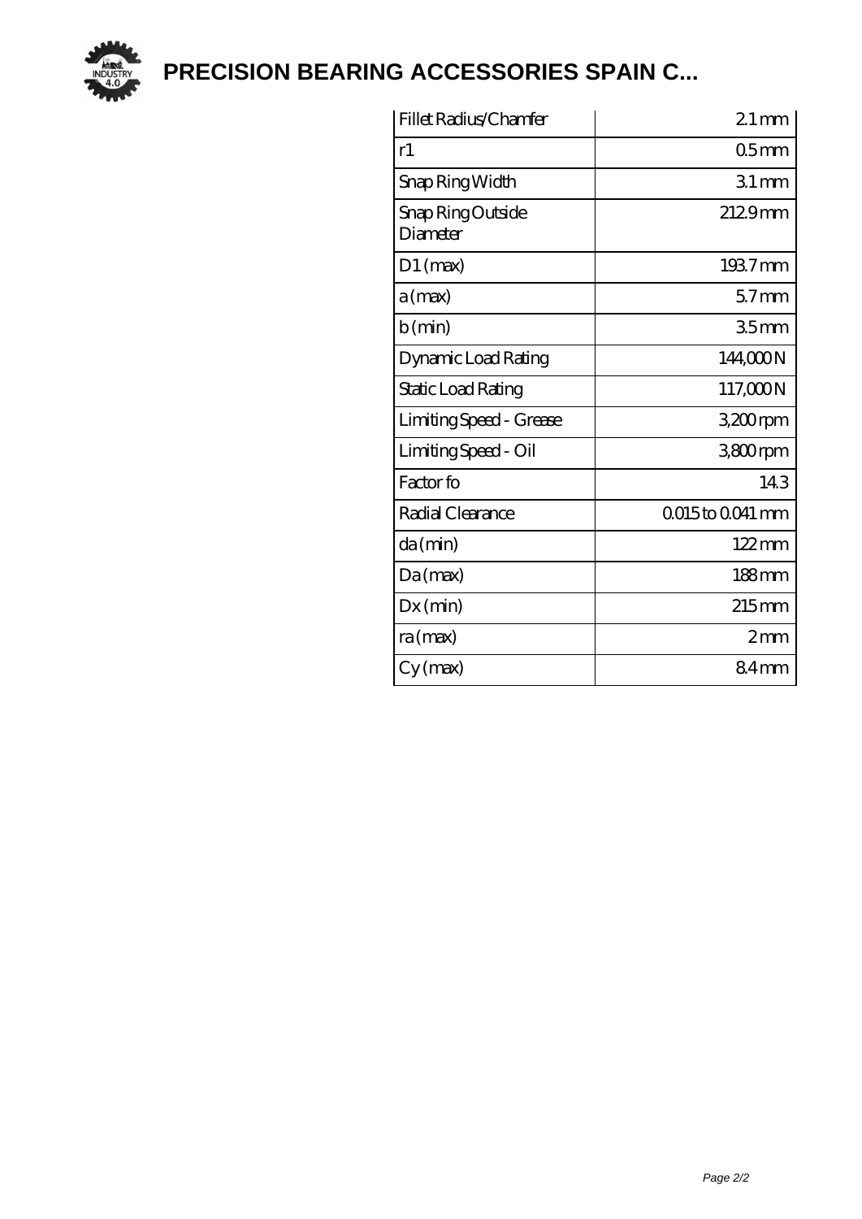# PRECISION BEARING ACCESSORIES SPAIN C...

| | |
|---|---|
| Fillet Radius/Chamfer | 2.1 mm |
| r1 | 0.5 mm |
| Snap Ring Width | 3.1 mm |
| Snap Ring Outside Diameter | 212.9 mm |
| D1 (max) | 193.7 mm |
| a (max) | 5.7 mm |
| b (min) | 3.5 mm |
| Dynamic Load Rating | 144,000 N |
| Static Load Rating | 117,000 N |
| Limiting Speed - Grease | 3,200 rpm |
| Limiting Speed - Oil | 3,800 rpm |
| Factor fo | 14.3 |
| Radial Clearance | 0.015 to 0.041 mm |
| da (min) | 122 mm |
| Da (max) | 188 mm |
| Dx (min) | 215 mm |
| ra (max) | 2 mm |
| Cy (max) | 8.4 mm |